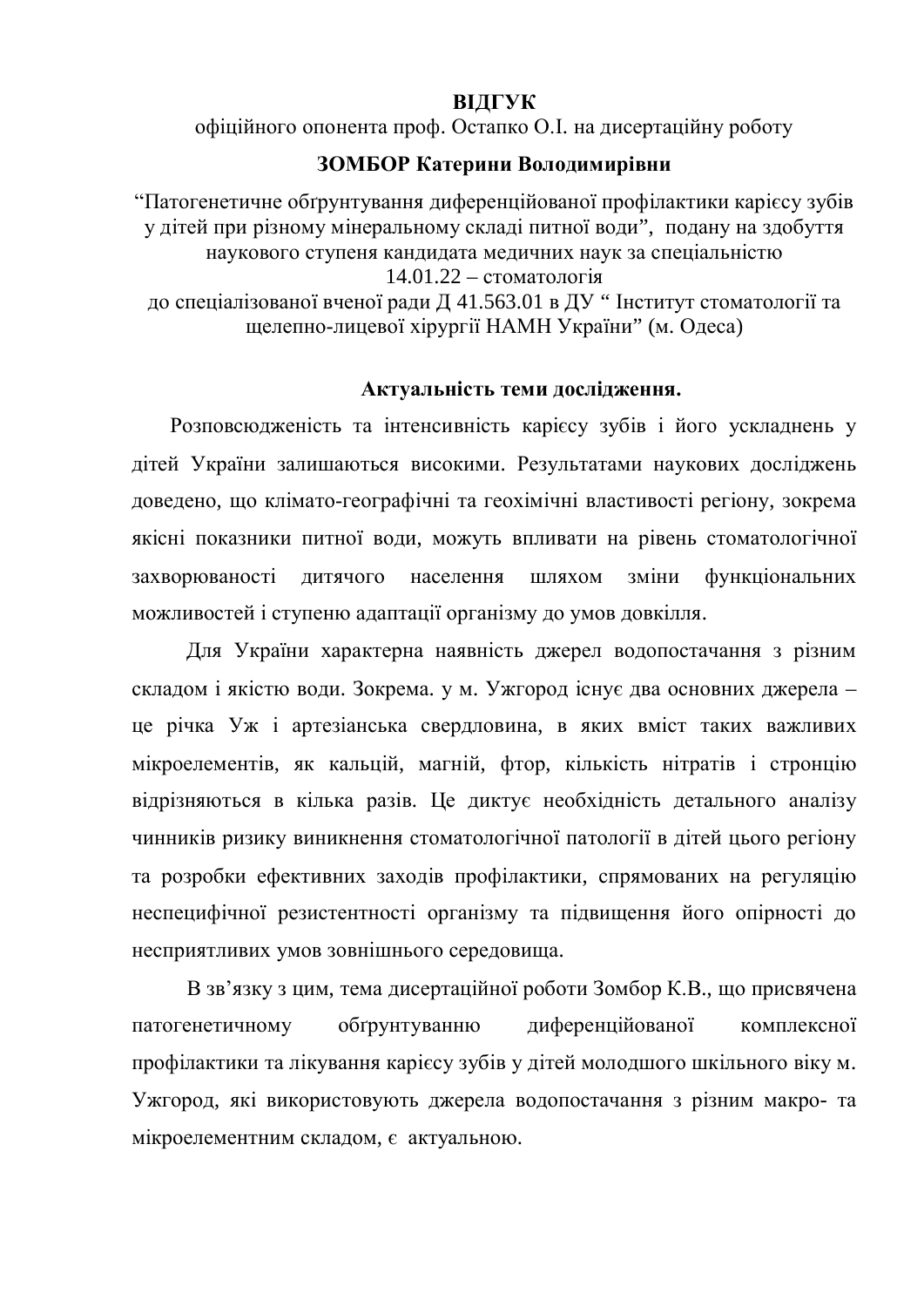**ВІДГУК**

офіційного опонента проф. Остапко О.І. на дисертаційну роботу

**ЗОМБОР Катерини Володимирівни**

"Патогенетичне обґрунтування диференційованої профілактики карієсу зубів у дітей при різному мінеральному складі питної води", подану на здобуття наукового ступеня кандидата медичних наук за спеціальністю 14.01.22 – стоматологія до спеціалізованої вченої ради Д 41.563.01 в ДУ " Інститут стоматології та щелепно-лицевої хірургії НАМН України" (м. Одеса)

**Актуальність теми дослідження.**

Розповсюдженість та інтенсивність карієсу зубів і його ускладнень у дітей України залишаються високими. Результатами наукових досліджень доведено, що клімато-географічні та геохімічні властивості регіону, зокрема якісні показники питної води, можуть впливати на рівень стоматологічної захворюваності дитячого населення шляхом зміни функціональних можливостей і ступеню адаптації організму до умов довкілля.

Для України характерна наявність джерел водопостачання з різним складом і якістю води. Зокрема. у м. Ужгород існує два основних джерела – це річка Уж і артезіанська свердловина, в яких вміст таких важливих мікроелементів, як кальцій, магній, фтор, кількість нітратів і стронцію відрізняються в кілька разів. Це диктує необхідність детального аналізу чинників ризику виникнення стоматологічної патології в дітей цього регіону та розробки ефективних заходів профілактики, спрямованих на регуляцію неспецифічної резистентності організму та підвищення його опірності до несприятливих умов зовнішнього середовища.

В зв'язку з цим, тема дисертаційної роботи Зомбор К.В., що присвячена патогенетичному обґрунтуванню диференційованої комплексної профілактики та лікування карієсу зубів у дітей молодшого шкільного віку м. Ужгород, які використовують джерела водопостачання з різним макро- та мікроелементним складом, є актуальною.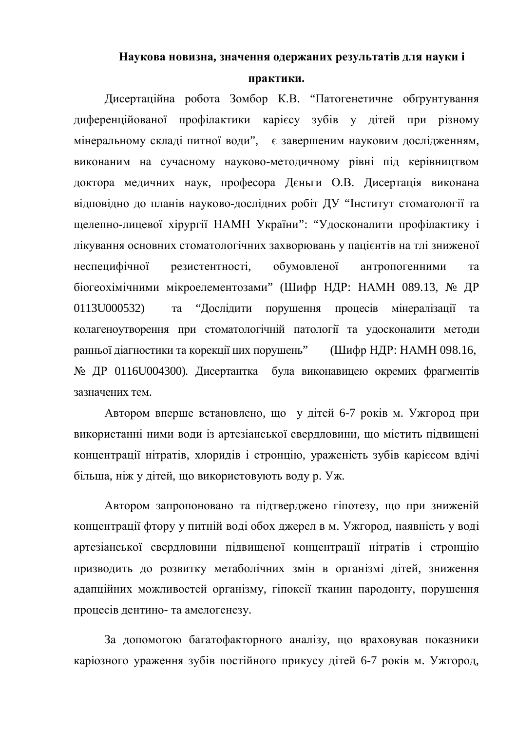## Наукова новизна, значення одержаних результатів для науки і практики.

Дисертаційна робота Зомбор К.В. "Патогенетичне обґрунтування диференційованої профілактики карієсу зубів у дітей при різному мінеральному складі питної води", є завершеним науковим дослідженням, виконаним на сучасному науково-методичному рівні під керівництвом доктора медичних наук, професора Дєньги О.В. Дисертація виконана відповідно до планів науково-дослідних робіт ДУ "Інститут стоматології та щелепно-лицевої хірургії НАМН України": "Удосконалити профілактику і лікування основних стоматологічних захворювань у пацієнтів на тлі зниженої неспецифічної резистентності, обумовленої антропогенними та біогеохімічними мікроелементозами" (Шифр НДР: НАМН 089.13, № ДР 0113U000532) та "Дослідити порушення процесів мінералізації та колагеноутворення при стоматологічній патології та удосконалити методи ранньої діагностики та корекції цих порушень" (Шифр НДР: НАМН 098.16, № ДР 0116U004300). Дисертантка була виконавицею окремих фрагментів зазначених тем.

Автором вперше встановлено, що у дітей 6-7 років м. Ужгород при використанні ними води із артезіанської свердловини, що містить підвищені концентрації нітратів, хлоридів і стронцію, ураженість зубів карієсом вдічі більша, ніж у дітей, що використовують воду р. Уж.

Автором запропоновано та підтверджено гіпотезу, що при зниженій концентрації фтору у питній воді обох джерел в м. Ужгород, наявність у воді артезіанської свердловини підвищеної концентрації нітратів і стронцію призводить до розвитку метаболічних змін в організмі дітей, зниження адапційних можливостей організму, гіпоксії тканин пародонту, порушення процесів дентино- та амелогенезу.

За допомогою багатофакторного аналізу, що враховував показники каріозного ураження зубів постійного прикусу дітей 6-7 років м. Ужгород,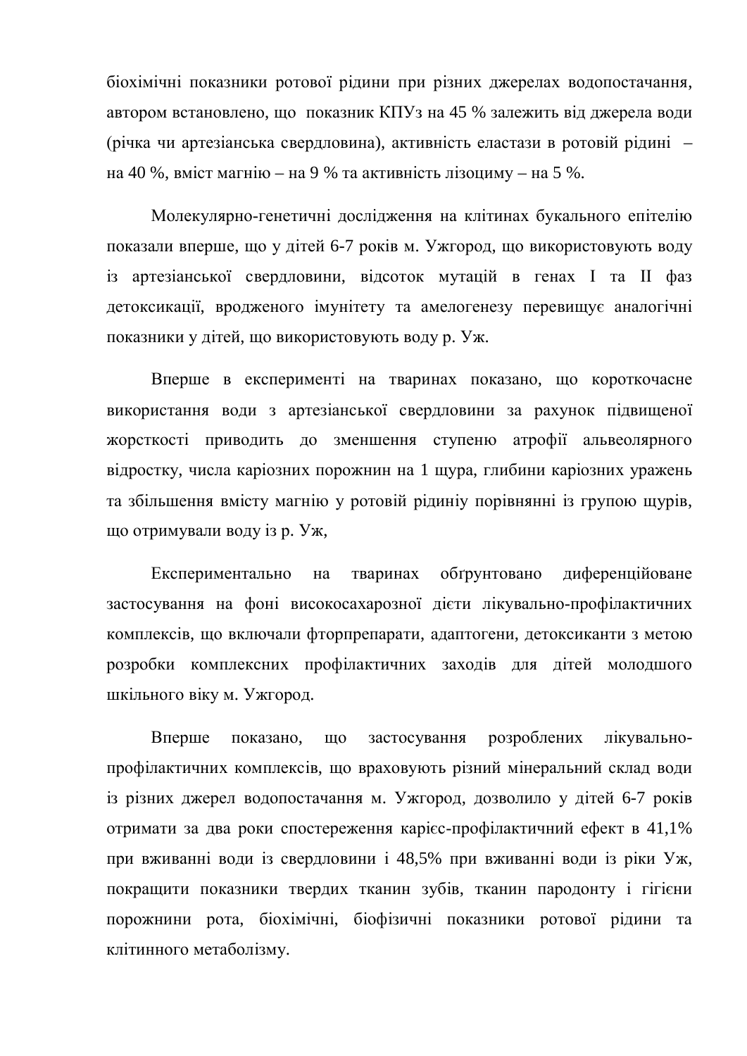біохімічні показники ротової рідини при різних джерелах водопостачання, автором встановлено, що показник КПУз на 45 % залежить від джерела води (річка чи артезіанська свердловина), активність еластази в ротовій рідині – на 40 %, вміст магнію – на 9 % та активність лізоциму – на 5 %.

Молекулярно-генетичні дослідження на клітинах букального епітелію показали вперше, що у дітей 6-7 років м. Ужгород, що використовують воду із артезіанської свердловини, відсоток мутацій в генах I та II фаз детоксикації, вродженого імунітету та амелогенезу перевищує аналогічні показники у дітей, що використовують воду р. Уж.

Вперше в експерименті на тваринах показано, що короткочасне використання води з артезіанської свердловини за рахунок підвищеної жорсткості приводить до зменшення ступеню атрофії альвеолярного відростку, числа каріозних порожнин на 1 щура, глибини каріозних уражень та збільшення вмісту магнію у ротовій рідиніу порівнянні із групою щурів, що отримували воду із р. Уж,

Експериментально на тваринах обґрунтовано диференційоване застосування на фоні високосахарозної дієти лікувально-профілактичних комплексів, що включали фторпрепарати, адаптогени, детоксиканти з метою розробки комплексних профілактичних заходів для дітей молодшого шкільного віку м. Ужгород.

Вперше показано, що застосування розроблених лікувально-профілактичних комплексів, що враховують різний мінеральний склад води із різних джерел водопостачання м. Ужгород, дозволило у дітей 6-7 років отримати за два роки спостереження карієс-профілактичний ефект в 41,1% при вживанні води із свердловини і 48,5% при вживанні води із ріки Уж, покращити показники твердих тканин зубів, тканин пародонту і гігієни порожнини рота, біохімічні, біофізичні показники ротової рідини та клітинного метаболізму.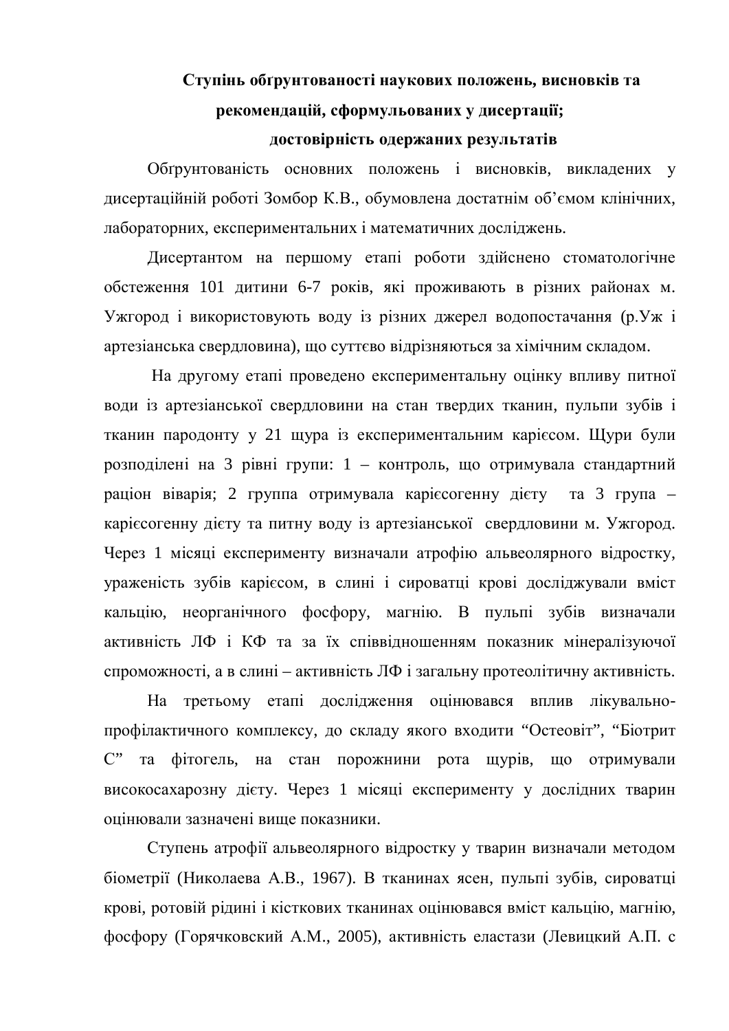## Ступінь обґрунтованості наукових положень, висновків та рекомендацій, сформульованих у дисертації; достовірність одержаних результатів

Обґрунтованість основних положень і висновків, викладених у дисертаційній роботі Зомбор К.В., обумовлена достатнім об'ємом клінічних, лабораторних, експериментальних і математичних досліджень.

Дисертантом на першому етапі роботи здійснено стоматологічне обстеження 101 дитини 6-7 років, які проживають в різних районах м. Ужгород і використовують воду із різних джерел водопостачання (р.Уж і артезіанська свердловина), що суттєво відрізняються за хімічним складом.

На другому етапі проведено експериментальну оцінку впливу питної води із артезіанської свердловини на стан твердих тканин, пульпи зубів і тканин пародонту у 21 щура із експериментальним карієсом. Щури були розподілені на 3 рівні групи: 1 – контроль, що отримувала стандартний раціон віварія; 2 группа отримувала карієсогенну дієту та 3 група – карієсогенну дієту та питну воду із артезіанської свердловини м. Ужгород. Через 1 місяці експерименту визначали атрофію альвеолярного відростку, ураженість зубів карієсом, в слині і сироватці крові досліджували вміст кальцію, неорганічного фосфору, магнію. В пульпі зубів визначали активність ЛФ і КФ та за їх співвідношенням показник мінералізуючої спроможності, а в слині – активність ЛФ і загальну протеолітичну активність.

На третьому етапі дослідження оцінювався вплив лікувально-профілактичного комплексу, до складу якого входити "Остеовіт", "Біотрит С" та фітогель, на стан порожнини рота щурів, що отримували висикосахарозну дієту. Через 1 місяці експерименту у дослідних тварин оцінювали зазначені вище показники.

Ступень атрофії альвеолярного відростку у тварин визначали методом біометрії (Николаева А.В., 1967). В тканинах ясен, пульпі зубів, сироватці крові, ротовій рідині і кісткових тканинах оцінювався вміст кальцію, магнію, фосфору (Горячковский А.М., 2005), активність еластази (Левицкий А.П. с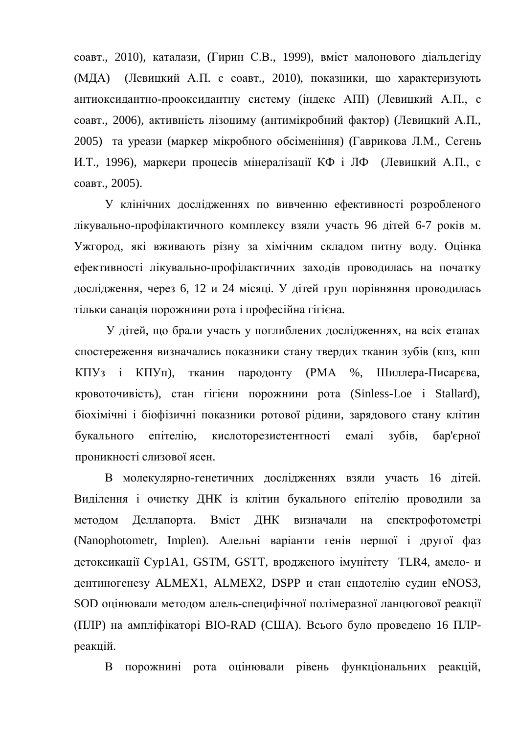соавт., 2010), каталази, (Гирин С.В., 1999), вміст малонового діальдегіду (МДА) (Левицкий А.П. с соавт., 2010), показники, що характеризують антиоксидантно-прооксидантну систему (індекс АПІ) (Левицкий А.П., с соавт., 2006), активність лізоциму (антимікробний фактор) (Левицкий А.П., 2005) та уреази (маркер мікробного обсіменіння) (Гаврикова Л.М., Сегень И.Т., 1996), маркери процесів мінералізації КФ і ЛФ (Левицкий А.П., с соавт., 2005).

У клінічних дослідженнях по вивченню ефективності розробленого лікувально-профілактичного комплексу взяли участь 96 дітей 6-7 років м. Ужгород, які вживають різну за хімічним складом питну воду. Оцінка ефективності лікувально-профілактичних заходів проводилась на початку дослідження, через 6, 12 и 24 місяці. У дітей груп порівняння проводилась тільки санація порожнини рота і професійна гігієна.

У дітей, що брали участь у поглиблених дослідженнях, на всіх етапах спостереження визначались показники стану твердих тканин зубів (кпз, кпп КПУз і КПУп), тканин пародонту (РМА %, Шиллера-Писарєва, кровоточивість), стан гігієни порожнини рота (Sinless-Loe і Stallard), біохімічні і біофізичні показники ротової рідини, зарядового стану клітин букального епітелію, кислоторезистентності емалі зубів, бар'єрної проникності слизової ясен.

В молекулярно-генетичних дослідженнях взяли участь 16 дітей. Виділення і очистку ДНК із клітин букального епітелію проводили за методом Деллапорта. Вміст ДНК визначали на спектрофотометрі (Nanophotometr, Implen). Алельні варіанти генів першої і другої фаз детоксикації Cyp1A1, GSTM, GSTT, вродженого імунітету TLR4, амело- и дентиногенезу ALMEX1, ALMEX2, DSPP и стан ендотелію судин eNOS3, SOD оцінювали методом алель-специфічної полімеразної ланцюгової реакції (ПЛР) на ампліфікаторі BIO-RAD (США). Всього було проведено 16 ПЛР-реакцій.

В порожнині рота оцінювали рівень функціональних реакцій,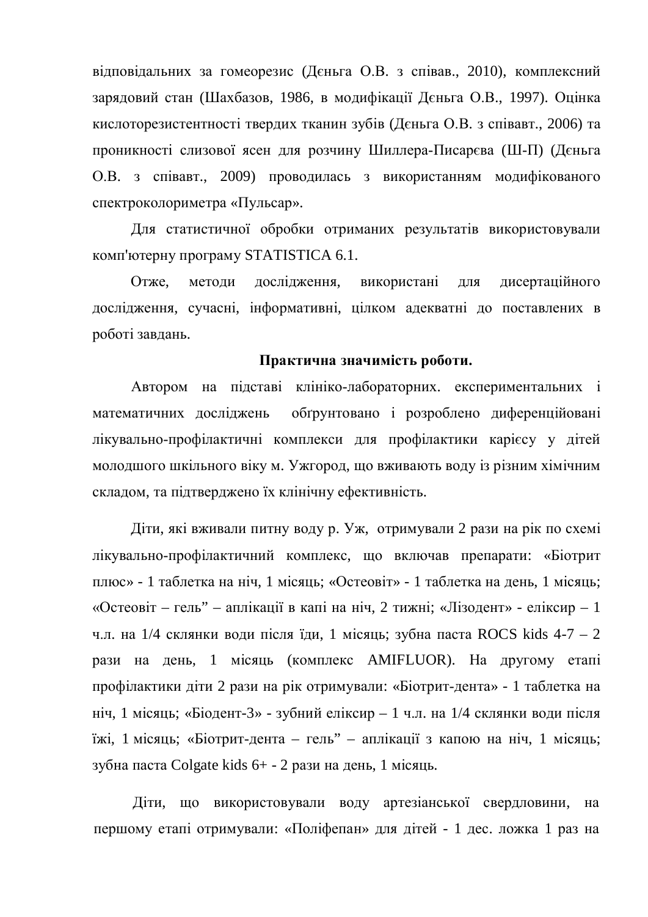відповідальних за гомеорезис (Дєньга О.В. з співав., 2010), комплексний зарядовий стан (Шахбазов, 1986, в модифікації Дєньга О.В., 1997). Оцінка кислоторезистентності твердих тканин зубів (Дєньга О.В. з співавт., 2006) та проникності слизової ясен для розчину Шиллера-Писарєва (Ш-П) (Дєньга О.В. з співавт., 2009) проводилась з використанням модифікованого спектроколориметра «Пульсар».

Для статистичної обробки отриманих результатів використовували комп'ютерну програму STATISTICA 6.1.

Отже, методи дослідження, використані для дисертаційного дослідження, сучасні, інформативні, цілком адекватні до поставлених в роботі завдань.

**Практична значимість роботи.**

Автором на підставі клініко-лабораторних. експериментальних і математичних досліджень обґрунтовано і розроблено диференційовані лікувально-профілактичні комплекси для профілактики карієсу у дітей молодшого шкільного віку м. Ужгород, що вживають воду із різним хімічним складом, та підтверджено їх клінічну ефективність.

Діти, які вживали питну воду р. Уж, отримували 2 рази на рік по схемі лікувально-профілактичний комплекс, що включав препарати: «Біотрит плюс» - 1 таблетка на ніч, 1 місяць; «Остеовіт» - 1 таблетка на день, 1 місяць; «Остеовіт – гель” – аплікації в капі на ніч, 2 тижні; «Лізодент» - еліксир – 1 ч.л. на 1/4 склянки води після їди, 1 місяць; зубна паста ROCS kids 4-7 – 2 рази на день, 1 місяць (комплекс AMIFLUOR). На другому етапі профілактики діти 2 рази на рік отримували: «Біотрит-дента» - 1 таблетка на ніч, 1 місяць; «Біодент-3» - зубний еліксир – 1 ч.л. на 1/4 склянки води після їжі, 1 місяць; «Біотрит-дента – гель” – аплікації з капою на ніч, 1 місяць; зубна паста Colgate kids 6+ - 2 рази на день, 1 місяць.

Діти, що використовували воду артезіанської свердловини, на першому етапі отримували: «Поліфепан» для дітей - 1 дес. ложка 1 раз на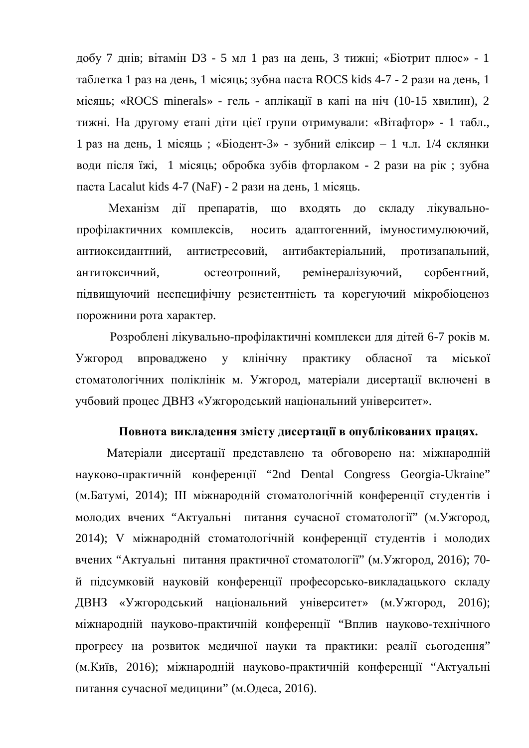добу 7 днів; вітамін D3 - 5 мл 1 раз на день, 3 тижні; «Біотрит плюс» - 1 таблетка 1 раз на день, 1 місяць; зубна паста ROCS kids 4-7 - 2 рази на день, 1 місяць; «ROCS minerals» - гель - аплікації в капі на ніч (10-15 хвилин), 2 тижні. На другому етапі діти цієї групи отримували: «Вітафтор» - 1 табл., 1 раз на день, 1 місяць ; «Біодент-3» - зубний еліксир – 1 ч.л. 1/4 склянки води після їжі, 1 місяць; обробка зубів фторлаком - 2 рази на рік ; зубна паста Lacalut kids 4-7 (NaF) - 2 рази на день, 1 місяць.

Механізм дії препаратів, що входять до складу лікувально-профілактичних комплексів, носить адаптогенний, імуностимулюючий, антиоксидантний, антистресовий, антибактеріальний, протизапальний, антитоксичний, остеотропний, ремінералізуючий, сорбентний, підвищуючий неспецифічну резистентність та корегуючий мікробіоценоз порожнини рота характер.

Розроблені лікувально-профілактичні комплекси для дітей 6-7 років м. Ужгород впроваджено у клінічну практику обласної та міської стоматологічних поліклінік м. Ужгород, матеріали дисертації включені в учбовий процес ДВНЗ «Ужгородський національний університет».

**Повнота викладення змісту дисертації в опублікованих працях.**

Матеріали дисертації представлено та обговорено на: міжнародній науково-практичній конференції “2nd Dental Congress Georgia-Ukraine” (м.Батумі, 2014); III міжнародній стоматологічній конференції студентів і молодих вчених “Актуальні питання сучасної стоматології” (м.Ужгород, 2014); V міжнародній стоматологічній конференції студентів і молодих вчених “Актуальні питання практичної стоматології” (м.Ужгород, 2016); 70-й підсумковій науковій конференції професорсько-викладацького складу ДВНЗ «Ужгородський національний університет» (м.Ужгород, 2016); міжнародній науково-практичній конференції “Вплив науково-технічного прогресу на розвиток медичної науки та практики: реалії сьогодення” (м.Київ, 2016); міжнародній науково-практичній конференції “Актуальні питання сучасної медицини” (м.Одеса, 2016).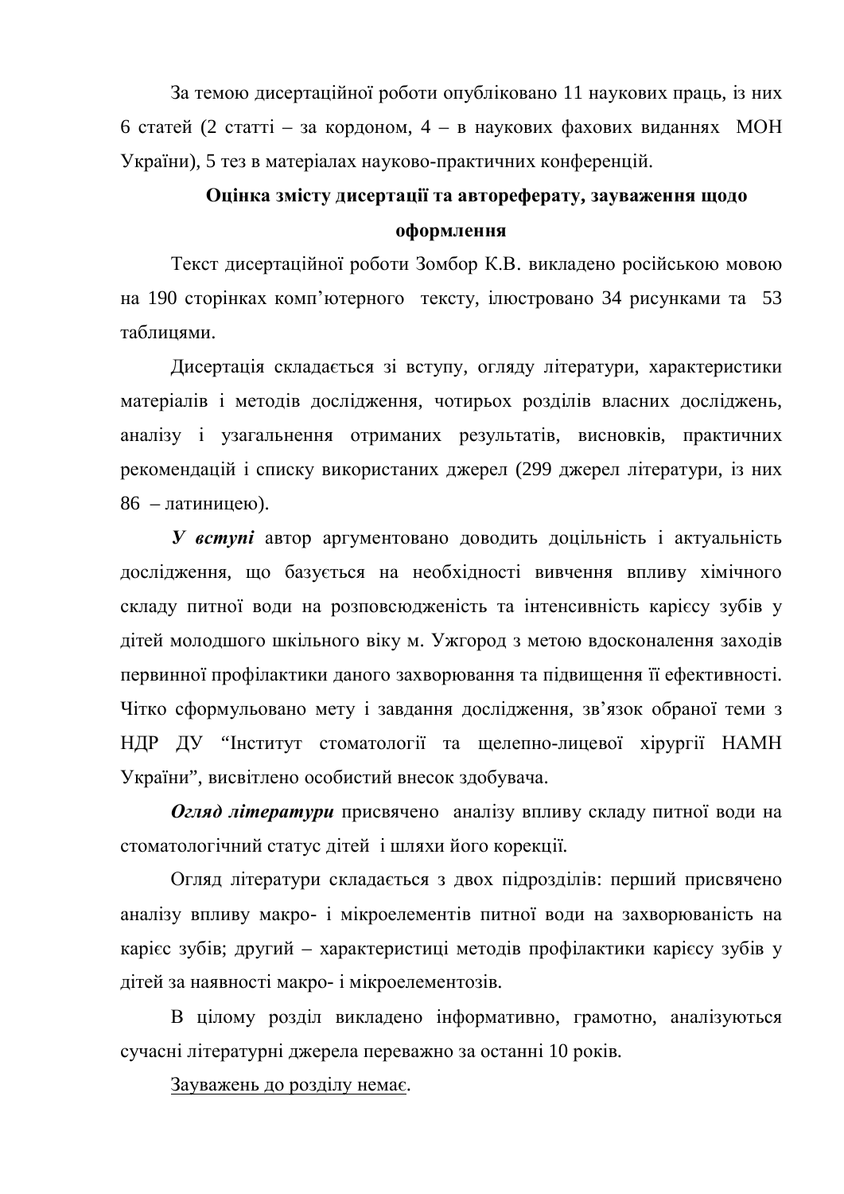За темою дисертаційної роботи опубліковано 11 наукових праць, із них 6 статей (2 статті – за кордоном, 4 – в наукових фахових виданнях МОН України), 5 тез в матеріалах науково-практичних конференцій.

## Оцінка змісту дисертації та автореферату, зауваження щодо оформлення

Текст дисертаційної роботи Зомбор К.В. викладено російською мовою на 190 сторінках комп'ютерного тексту, ілюстровано 34 рисунками та 53 таблицями.

Дисертація складається зі вступу, огляду літератури, характеристики матеріалів і методів дослідження, чотирьох розділів власних досліджень, аналізу і узагальнення отриманих результатів, висновків, практичних рекомендацій і списку використаних джерел (299 джерел літератури, із них 86 – латиницею).

***У вступі*** автор аргументовано доводить доцільність і актуальність дослідження, що базується на необхідності вивчення впливу хімічного складу питної води на розповсюдженість та інтенсивність карієсу зубів у дітей молодшого шкільного віку м. Ужгород з метою вдосконалення заходів первинної профілактики даного захворювання та підвищення її ефективності. Чітко сформульовано мету і завдання дослідження, зв'язок обраної теми з НДР ДУ "Інститут стоматології та щелепно-лицевої хірургії НАМН України", висвітлено особистий внесок здобувача.

***Огляд літератури*** присвячено аналізу впливу складу питної води на стоматологічний статус дітей і шляхи його корекції.

Огляд літератури складається з двох підрозділів: перший присвячено аналізу впливу макро- і мікроелементів питної води на захворюваність на карієс зубів; другий – характеристиці методів профілактики карієсу зубів у дітей за наявності макро- і мікроелементозів.

В цілому розділ викладено інформативно, грамотно, аналізуються сучасні літературні джерела переважно за останні 10 років.

<u>Зауважень до розділу немає</u>.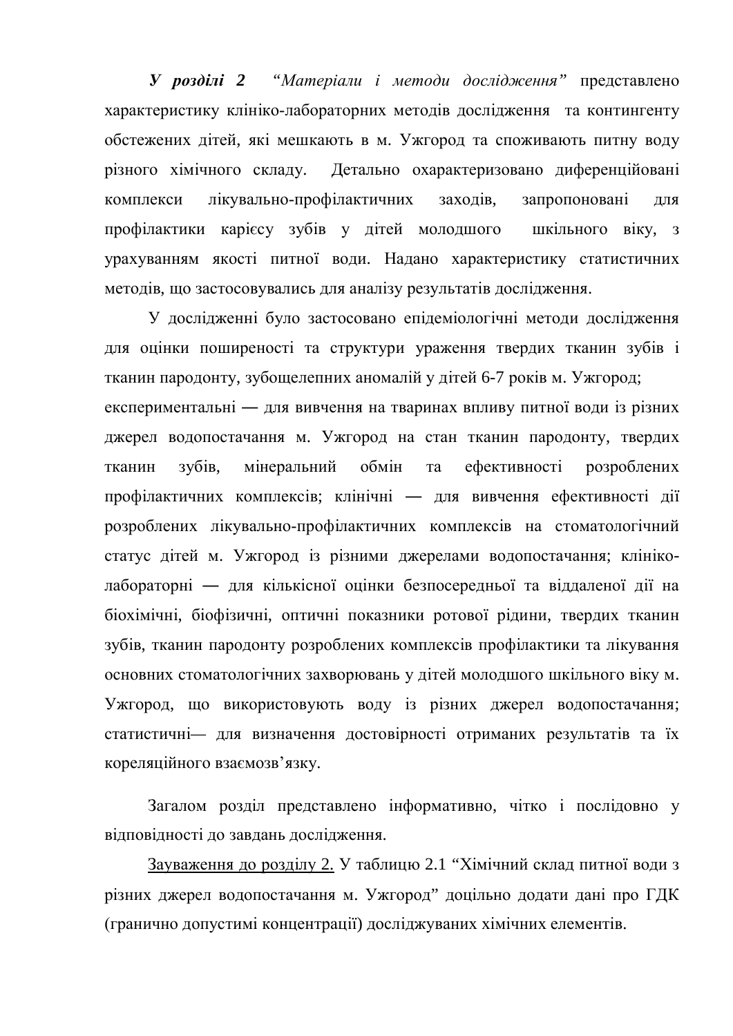***У розділі 2*** *"Матеріали і методи дослідження"* представлено характеристику клініко-лабораторних методів дослідження та контингенту обстежених дітей, які мешкають в м. Ужгород та споживають питну воду різного хімічного складу. Детально охарактеризовано диференційовані комплекси лікувально-профілактичних заходів, запропоновані для профілактики карієсу зубів у дітей молодшого шкільного віку, з урахуванням якості питної води. Надано характеристику статистичних методів, що застосовувались для аналізу результатів дослідження.

У дослідженні було застосовано епідеміологічні методи дослідження для оцінки поширеності та структури ураження твердих тканин зубів і тканин пародонту, зубощелепних аномалій у дітей 6-7 років м. Ужгород; експериментальні — для вивчення на тваринах впливу питної води із різних джерел водопостачання м. Ужгород на стан тканин пародонту, твердих тканин зубів, мінеральний обмін та ефективності розроблених профілактичних комплексів; клінічні — для вивчення ефективності дії розроблених лікувально-профілактичних комплексів на стоматологічний статус дітей м. Ужгород із різними джерелами водопостачання; клініко-лабораторні — для кількісної оцінки безпосередньої та віддаленої дії на біохімічні, біофізичні, оптичні показники ротової рідини, твердих тканин зубів, тканин пародонту розроблених комплексів профілактики та лікування основних стоматологічних захворювань у дітей молодшого шкільного віку м. Ужгород, що використовують воду із різних джерел водопостачання; статистичні— для визначення достовірності отриманих результатів та їх кореляційного взаємозв'язку.

Загалом розділ представлено інформативно, чітко і послідовно у відповідності до завдань дослідження.

<u>Зауваження до розділу 2.</u> У таблицю 2.1 "Хімічний склад питної води з різних джерел водопостачання м. Ужгород" доцільно додати дані про ГДК (гранично допустимі концентрації) досліджуваних хімічних елементів.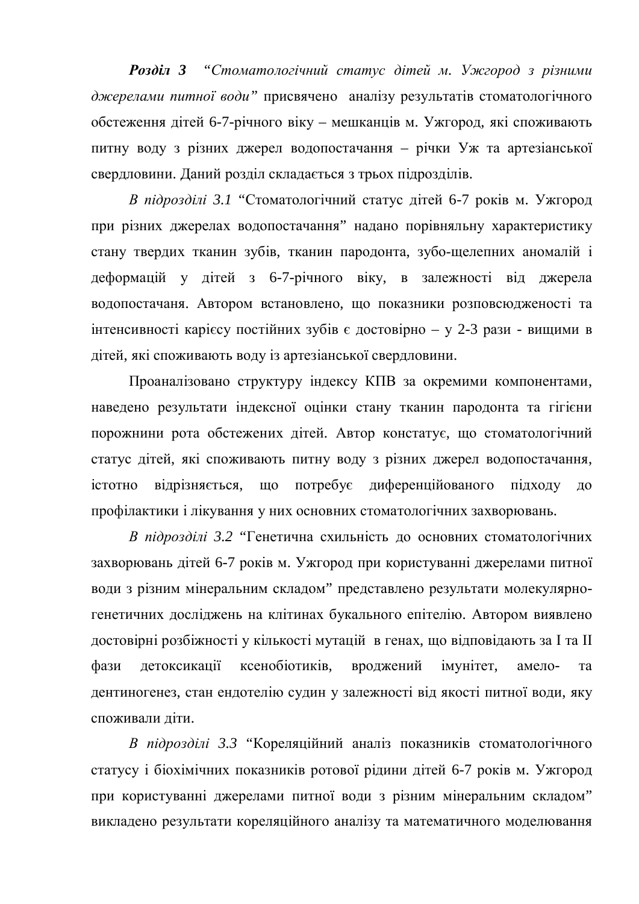***Розділ 3*** *"Стоматологічний статус дітей м. Ужгород з різними джерелами питної води"* присвячено аналізу результатів стоматологічного обстеження дітей 6-7-річного віку – мешканців м. Ужгород, які споживають питну воду з різних джерел водопостачання – річки Уж та артезіанської свердловини. Даний розділ складається з трьох підрозділів.

*В підрозділі 3.1* "Стоматологічний статус дітей 6-7 років м. Ужгород при різних джерелах водопостачання" надано порівняльну характеристику стану твердих тканин зубів, тканин пародонта, зубо-щелепних аномалій і деформацій у дітей з 6-7-річного віку, в залежності від джерела водопостачаня. Автором встановлено, що показники розповсюдженості та інтенсивності карієсу постійних зубів є достовірно – у 2-3 рази - вищими в дітей, які споживають воду із артезіанської свердловини.

Проаналізовано структуру індексу КПВ за окремими компонентами, наведено результати індексної оцінки стану тканин пародонта та гігієни порожнини рота обстежених дітей. Автор констатує, що стоматологічний статус дітей, які споживають питну воду з різних джерел водопостачання, істотно відрізняється, що потребує диференційованого підходу до профілактики і лікування у них основних стоматологічних захворювань.

*В підрозділі 3.2* "Генетична схильність до основних стоматологічних захворювань дітей 6-7 років м. Ужгород при користуванні джерелами питної води з різним мінеральним складом" представлено результати молекулярно-генетичних досліджень на клітинах букального епітелію. Автором виявлено достовірні розбіжності у кількості мутацій в генах, що відповідають за І та ІІ фази детоксикації ксенобіотиків, вроджений імунітет, амело- та дентиногенез, стан ендотелію судин у залежності від якості питної води, яку споживали діти.

*В підрозділі 3.3* "Кореляційний аналіз показників стоматологічного статусу і біохімічних показників ротової рідини дітей 6-7 років м. Ужгород при користуванні джерелами питної води з різним мінеральним складом" викладено результати кореляційного аналізу та математичного моделювання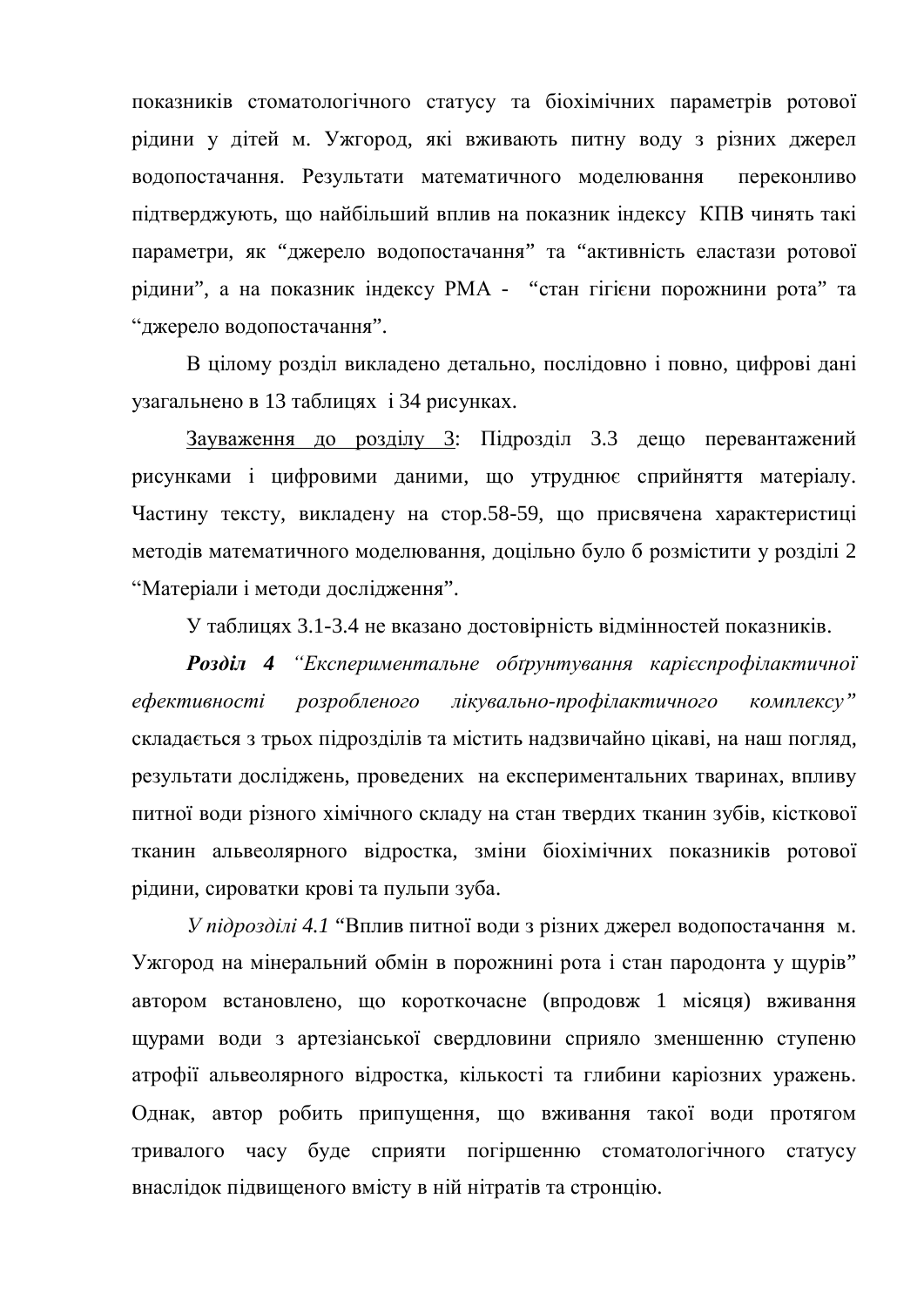показників стоматологічного статусу та біохімічних параметрів ротової рідини у дітей м. Ужгород, які вживають питну воду з різних джерел водопостачання. Результати математичного моделювання переконливо підтверджують, що найбільший вплив на показник індексу КПВ чинять такі параметри, як "джерело водопостачання" та "активність еластази ротової рідини", а на показник індексу РМА - "стан гігієни порожнини рота" та "джерело водопостачання".

В цілому розділ викладено детально, послідовно і повно, цифрові дані узагальнено в 13 таблицях і 34 рисунках.

Зауваження до розділу 3: Підрозділ 3.3 дещо перевантажений рисунками і цифровими даними, що утруднює сприйняття матеріалу. Частину тексту, викладену на стор.58-59, що присвячена характеристиці методів математичного моделювання, доцільно було б розмістити у розділі 2 "Матеріали і методи дослідження".

У таблицях 3.1-3.4 не вказано достовірність відмінностей показників.

***Розділ 4*** *"Експериментальне обґрунтування карієспрофілактичної ефективності розробленого лікувально-профілактичного комплексу"* складається з трьох підрозділів та містить надзвичайно цікаві, на наш погляд, результати досліджень, проведених на експериментальних тваринах, впливу питної води різного хімічного складу на стан твердих тканин зубів, кісткової тканин альвеолярного відростка, зміни біохімічних показників ротової рідини, сироватки крові та пульпи зуба.

*У підрозділі 4.1* "Вплив питної води з різних джерел водопостачання м. Ужгород на мінеральний обмін в порожнині рота і стан пародонта у щурів" автором встановлено, що короткочасне (впродовж 1 місяця) вживання щурами води з артезіанської свердловини сприяло зменшенню ступеню атрофії альвеолярного відростка, кількості та глибини каріозних уражень. Однак, автор робить припущення, що вживання такої води протягом тривалого часу буде сприяти погіршенню стоматологічного статусу внаслідок підвищеного вмісту в ній нітратів та стронцію.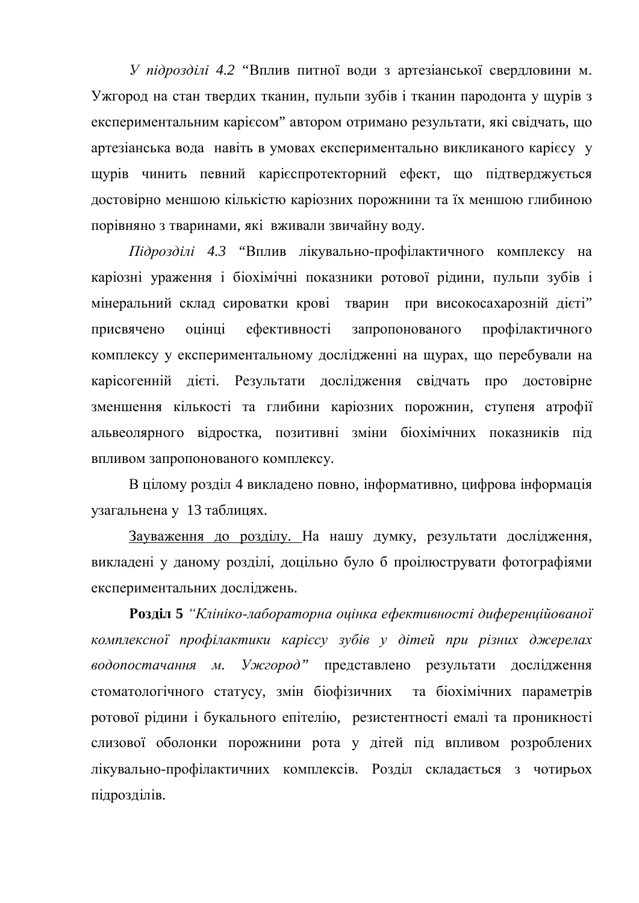*У підрозділі 4.2* “Вплив питної води з артезіанської свердловини м. Ужгород на стан твердих тканин, пульпи зубів і тканин пародонта у щурів з експериментальним карієсом” автором отримано результати, які свідчать, що артезіанська вода навіть в умовах експериментально викликаного карієсу у щурів чинить певний карієспротекторний ефект, що підтверджується достовірно меншою кількістю каріозних порожнини та їх меншою глибиною порівняно з тваринами, які вживали звичайну воду.

*Підрозділі 4.3* “Вплив лікувально-профілактичного комплексу на каріозні ураження і біохімічні показники ротової рідини, пульпи зубів і мінеральний склад сироватки крові тварин при високосахарозній дієті” присвячено оцінці ефективності запропонованого профілактичного комплексу у експериментальному дослідженні на щурах, що перебували на карісогенній дієті. Результати дослідження свідчать про достовірне зменшення кількості та глибини каріозних порожнин, ступеня атрофії альвеолярного відростка, позитивні зміни біохімічних показників під впливом запропонованого комплексу.

В цілому розділ 4 викладено повно, інформативно, цифрова інформація узагальнена у 13 таблицях.

Зауваження до розділу. На нашу думку, результати дослідження, викладені у даному розділі, доцільно було б проілюструвати фотографіями експериментальних досліджень.

**Розділ 5** *“Клініко-лабораторна оцінка ефективності диференційованої комплексної профілактики карієсу зубів у дітей при різних джерелах водопостачання м. Ужгород”* представлено результати дослідження стоматологічного статусу, змін біофізичних та біохімічних параметрів ротової рідини і букального епітелію, резистентності емалі та проникності слизової оболонки порожнини рота у дітей під впливом розроблених лікувально-профілактичних комплексів. Розділ складається з чотирьох підрозділів.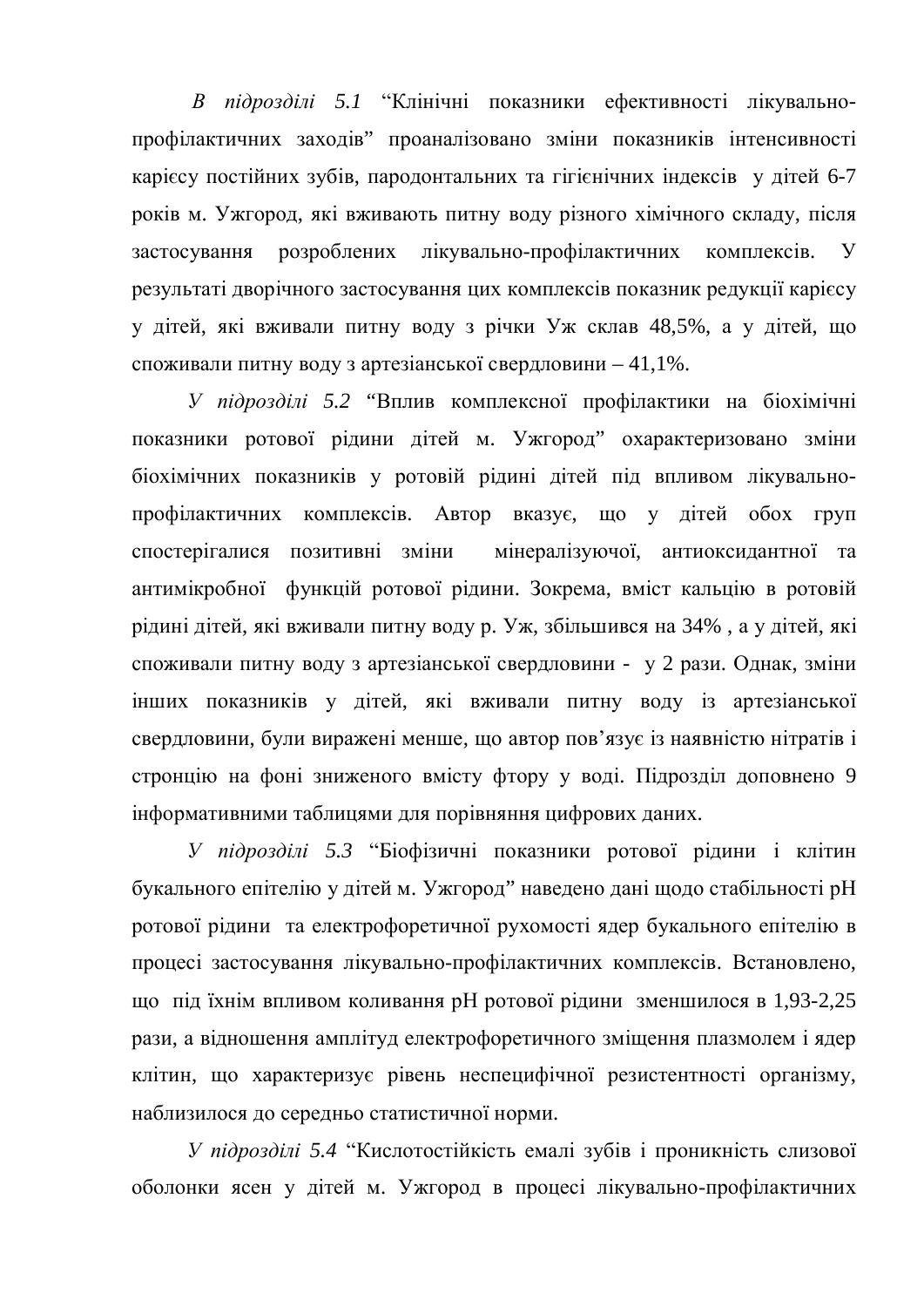*В підрозділі 5.1* “Клінічні показники ефективності лікувально-профілактичних заходів” проаналізовано зміни показників інтенсивності карієсу постійних зубів, пародонтальних та гігієнічних індексів у дітей 6-7 років м. Ужгород, які вживають питну воду різного хімічного складу, після застосування розроблених лікувально-профілактичних комплексів. У результаті дворічного застосування цих комплексів показник редукції карієсу у дітей, які вживали питну воду з річки Уж склав 48,5%, а у дітей, що споживали питну воду з артезіанської свердловини – 41,1%.

*У підрозділі 5.2* “Вплив комплексної профілактики на біохімічні показники ротової рідини дітей м. Ужгород” охарактеризовано зміни біохімічних показників у ротовій рідині дітей під впливом лікувально-профілактичних комплексів. Автор вказує, що у дітей обох груп спостерігалися позитивні зміни мінералізуючої, антиоксидантної та антимікробної функцій ротової рідини. Зокрема, вміст кальцію в ротовій рідині дітей, які вживали питну воду р. Уж, збільшився на 34% , а у дітей, які споживали питну воду з артезіанської свердловини - у 2 рази. Однак, зміни інших показників у дітей, які вживали питну воду із артезіанської свердловини, були виражені менше, що автор пов’язує із наявністю нітратів і стронцію на фоні зниженого вмісту фтору у воді. Підрозділ доповнено 9 інформативними таблицями для порівняння цифрових даних.

*У підрозділі 5.3* “Біофізичні показники ротової рідини і клітин букального епітелію у дітей м. Ужгород” наведено дані щодо стабільності рН ротової рідини та електрофоретичної рухомості ядер букального епітелію в процесі застосування лікувально-профілактичних комплексів. Встановлено, що під їхнім впливом коливання рН ротової рідини зменшилося в 1,93-2,25 рази, а відношення амплітуд електрофоретичного зміщення плазмолем і ядер клітин, що характеризує рівень неспецифічної резистентності організму, наблизилося до середньо статистичної норми.

*У підрозділі 5.4* “Кислотостійкість емалі зубів і проникність слизової оболонки ясен у дітей м. Ужгород в процесі лікувально-профілактичних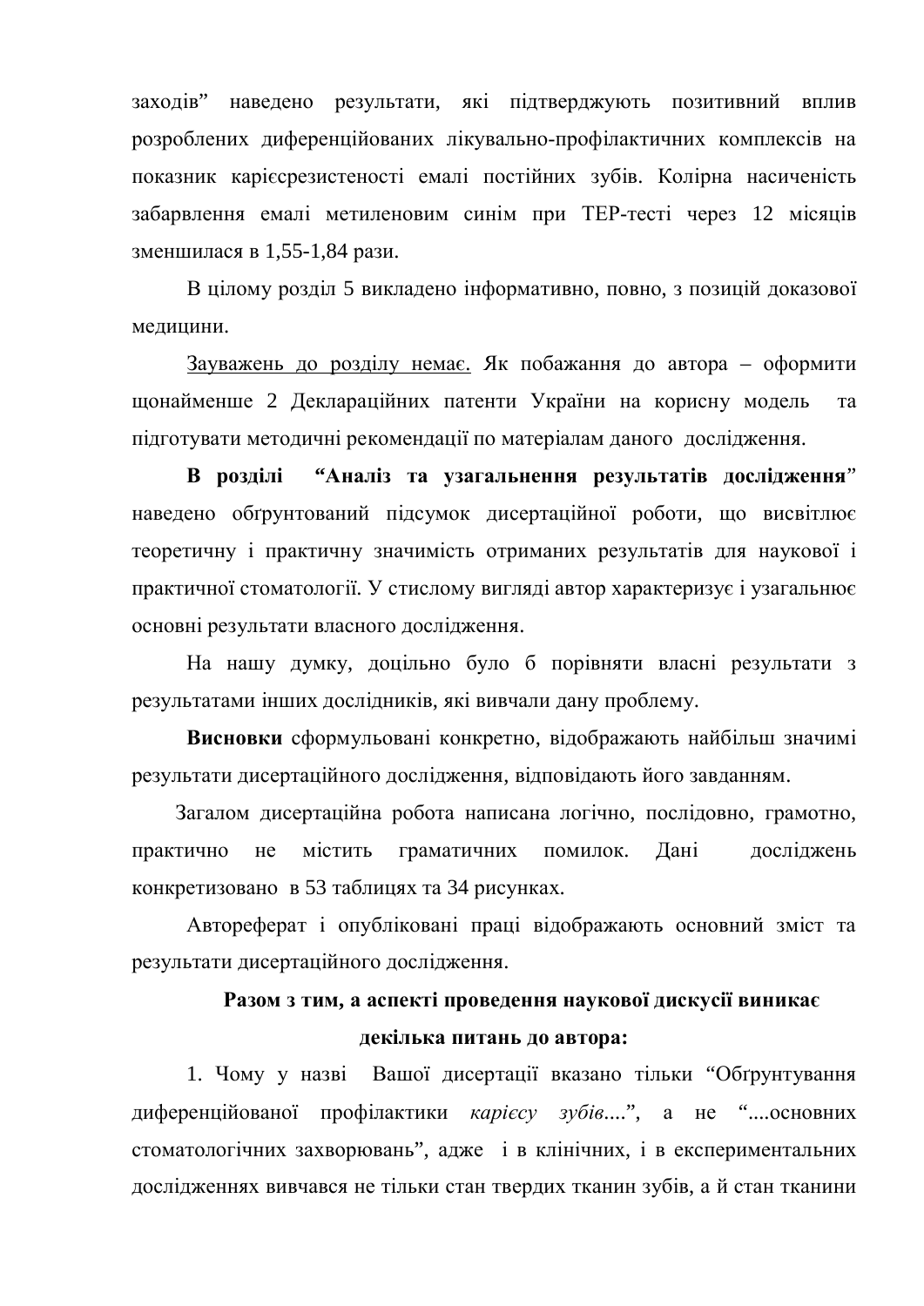заходів" наведено результати, які підтверджують позитивний вплив розроблених диференційованих лікувально-профілактичних комплексів на показник карієсрезистеності емалі постійних зубів. Колірна насиченість забарвлення емалі метиленовим синім при ТЕР-тесті через 12 місяців зменшилася в 1,55-1,84 рази.

В цілому розділ 5 викладено інформативно, повно, з позицій доказової медицини.

<u>Зауважень до розділу немає.</u> Як побажання до автора – оформити щонайменше 2 Деклараційних патенти України на корисну модель та підготувати методичні рекомендації по матеріалам даного дослідження.

**В розділі "Аналіз та узагальнення результатів дослідження"** наведено обґрунтований підсумок дисертаційної роботи, що висвітлює теоретичну і практичну значимість отриманих результатів для наукової і практичної стоматології. У стислому вигляді автор характеризує і узагальнює основні результати власного дослідження.

На нашу думку, доцільно було б порівняти власні результати з результатами інших дослідників, які вивчали дану проблему.

**Висновки** сформульовані конкретно, відображають найбільш значимі результати дисертаційного дослідження, відповідають його завданням.

Загалом дисертаційна робота написана логічно, послідовно, грамотно, практично не містить граматичних помилок. Дані досліджень конкретизовано в 53 таблицях та 34 рисунках.

Автореферат і опубліковані праці відображають основний зміст та результати дисертаційного дослідження.

**Разом з тим, а аспекті проведення наукової дискусії виникає декілька питань до автора:**

1. Чому у назві Вашої дисертації вказано тільки "Обґрунтування диференційованої профілактики *карієсу зубів....*", а не "....основних стоматологічних захворювань", адже і в клінічних, і в експериментальних дослідженнях вивчався не тільки стан твердих тканин зубів, а й стан тканини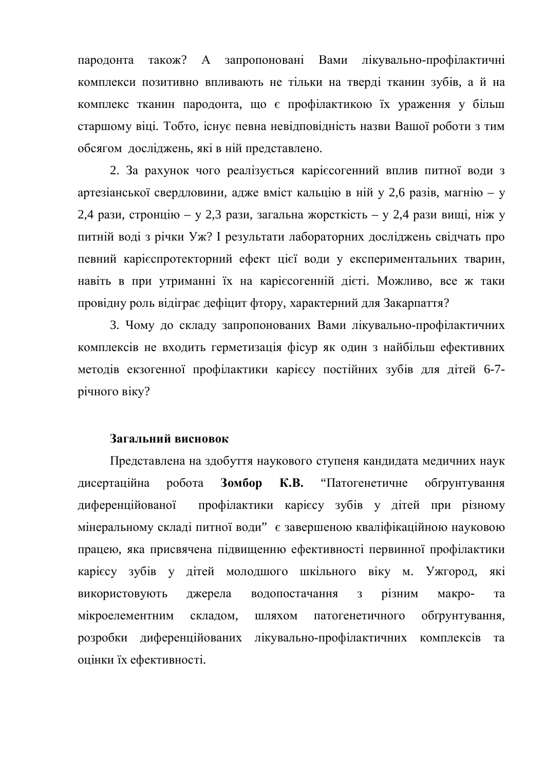пародонта також? А запропоновані Вами лікувально-профілактичні комплекси позитивно впливають не тільки на тверді тканин зубів, а й на комплекс тканин пародонта, що є профілактикою їх ураження у більш старшому віці. Тобто, існує певна невідповідність назви Вашої роботи з тим обсягом досліджень, які в ній представлено.

2. За рахунок чого реалізується карієсогенний вплив питної води з артезіанської свердловини, адже вміст кальцію в ній у 2,6 разів, магнію – у 2,4 рази, стронцію – у 2,3 рази, загальна жорсткість – у 2,4 рази вищі, ніж у питній воді з річки Уж? І результати лабораторних досліджень свідчать про певний карієспротекторний ефект цієї води у експериментальних тварин, навіть в при утриманні їх на карієсогенній дієті. Можливо, все ж таки провідну роль відіграє дефіцит фтору, характерний для Закарпаття?

3. Чому до складу запропонованих Вами лікувально-профілактичних комплексів не входить герметизація фісур як один з найбільш ефективних методів екзогенної профілактики карієсу постійних зубів для дітей 6-7-річного віку?

**Загальний висновок**

Представлена на здобуття наукового ступеня кандидата медичних наук дисертаційна робота **Зомбор К.В.** "Патогенетичне обґрунтування диференційованої профілактики карієсу зубів у дітей при різному мінеральному складі питної води" є завершеною кваліфікаційною науковою працею, яка присвячена підвищенню ефективності первинної профілактики карієсу зубів у дітей молодшого шкільного віку м. Ужгород, які використовують джерела водопостачання з різним макро- та мікроелементним складом, шляхом патогенетичного обґрунтування, розробки диференційованих лікувально-профілактичних комплексів та оцінки їх ефективності.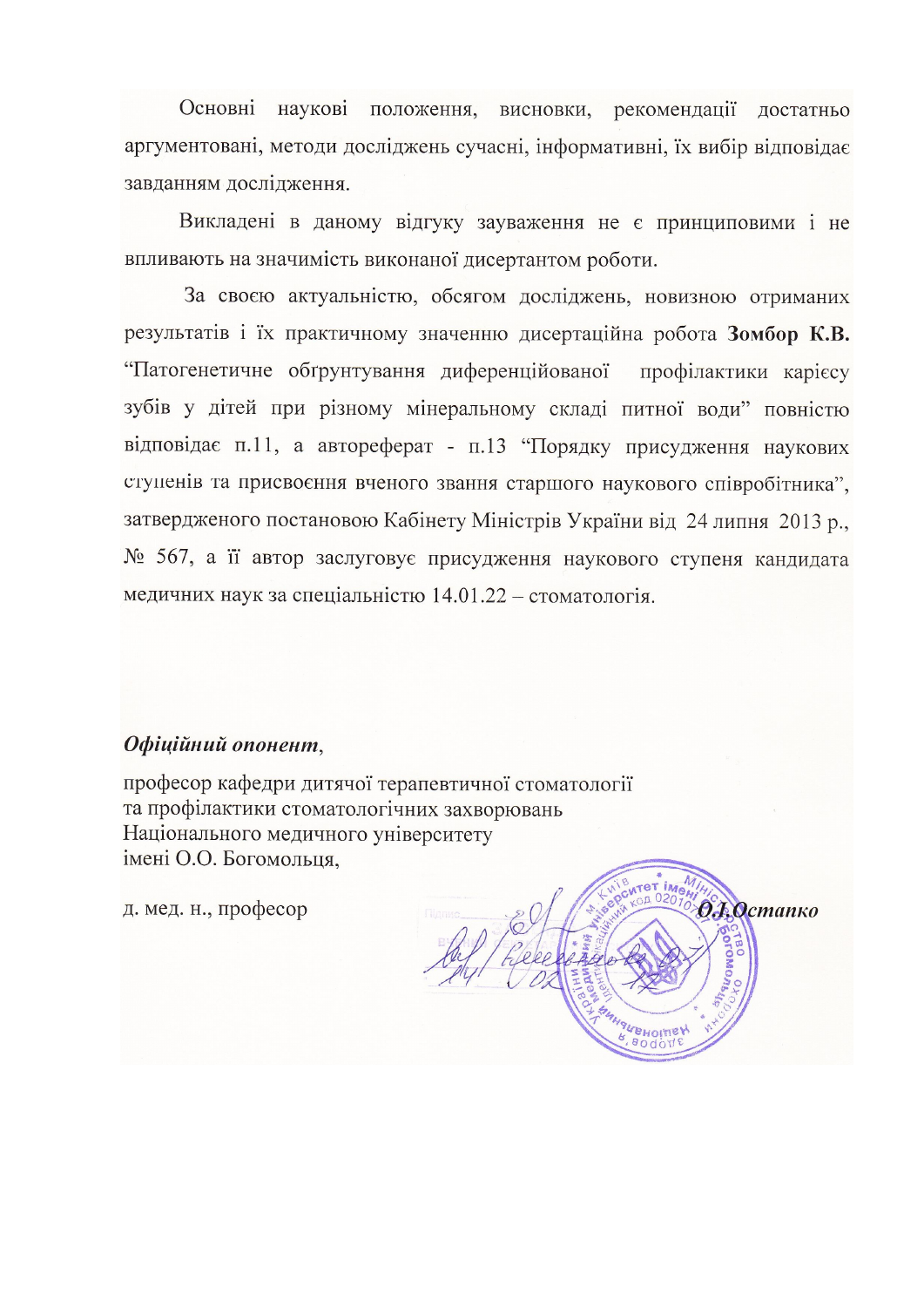Основні наукові положення, висновки, рекомендації достатньо аргументовані, методи досліджень сучасні, інформативні, їх вибір відповідає завданням дослідження.

Викладені в даному відгуку зауваження не є принциповими і не впливають на значимість виконаної дисертантом роботи.

За своєю актуальністю, обсягом досліджень, новизною отриманих результатів і їх практичному значенню дисертаційна робота **Зомбор К.В.** "Патогенетичне обгрунтування диференційованої профілактики карієсу зубів у дітей при різному мінеральному складі питної води" повністю відповідає п.11, а автореферат - п.13 "Порядку присудження наукових ступенів та присвоєння вченого звання старшого наукового співробітника", затвердженого постановою Кабінету Міністрів України від 24 липня 2013 р., № 567, а її автор заслуговує присудження наукового ступеня кандидата медичних наук за спеціальністю 14.01.22 – стоматологія.

***Офіційний опонент***,

професор кафедри дитячої терапевтичної стоматології
та профілактики стоматологічних захворювань
Національного медичного університету
імені О.О. Богомольця,

д. мед. н., професор *О.І.Остапко*